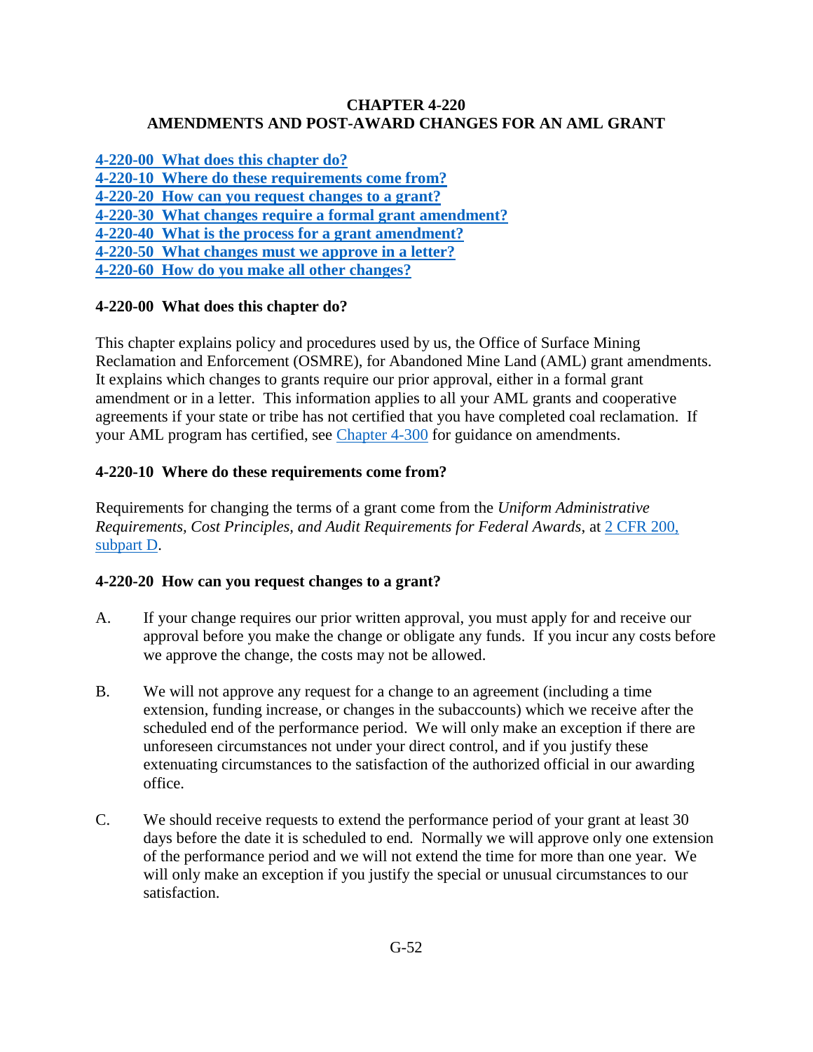# CHAPTER 4-220
# AMENDMENTS AND POST-AWARD CHANGES FOR AN AML GRANT

[4-220-00 What does this chapter do?](#)
[4-220-10 Where do these requirements come from?](#)
[4-220-20 How can you request changes to a grant?](#)
[4-220-30 What changes require a formal grant amendment?](#)
[4-220-40 What is the process for a grant amendment?](#)
[4-220-50 What changes must we approve in a letter?](#)
[4-220-60 How do you make all other changes?](#)

## 4-220-00 What does this chapter do?

This chapter explains policy and procedures used by us, the Office of Surface Mining Reclamation and Enforcement (OSMRE), for Abandoned Mine Land (AML) grant amendments. It explains which changes to grants require our prior approval, either in a formal grant amendment or in a letter. This information applies to all your AML grants and cooperative agreements if your state or tribe has not certified that you have completed coal reclamation. If your AML program has certified, see [Chapter 4-300](#) for guidance on amendments.

## 4-220-10 Where do these requirements come from?

Requirements for changing the terms of a grant come from the *Uniform Administrative Requirements, Cost Principles, and Audit Requirements for Federal Awards*, at [2 CFR 200, subpart D](#).

## 4-220-20 How can you request changes to a grant?

A. If your change requires our prior written approval, you must apply for and receive our approval before you make the change or obligate any funds. If you incur any costs before we approve the change, the costs may not be allowed.

B. We will not approve any request for a change to an agreement (including a time extension, funding increase, or changes in the subaccounts) which we receive after the scheduled end of the performance period. We will only make an exception if there are unforeseen circumstances not under your direct control, and if you justify these extenuating circumstances to the satisfaction of the authorized official in our awarding office.

C. We should receive requests to extend the performance period of your grant at least 30 days before the date it is scheduled to end. Normally we will approve only one extension of the performance period and we will not extend the time for more than one year. We will only make an exception if you justify the special or unusual circumstances to our satisfaction.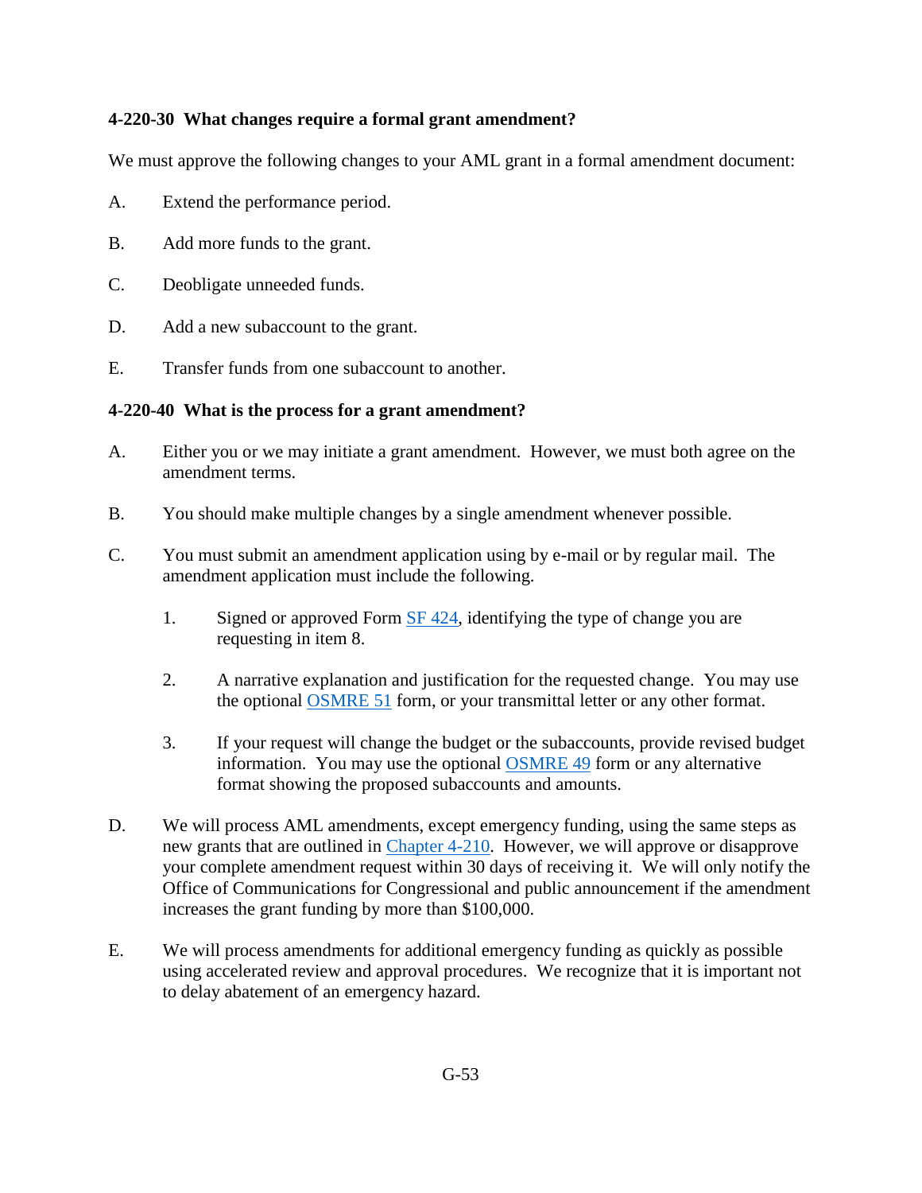### 4-220-30 What changes require a formal grant amendment?

We must approve the following changes to your AML grant in a formal amendment document:

A. Extend the performance period.

B. Add more funds to the grant.

C. Deobligate unneeded funds.

D. Add a new subaccount to the grant.

E. Transfer funds from one subaccount to another.

### 4-220-40 What is the process for a grant amendment?

A. Either you or we may initiate a grant amendment. However, we must both agree on the amendment terms.

B. You should make multiple changes by a single amendment whenever possible.

C. You must submit an amendment application using by e-mail or by regular mail. The amendment application must include the following.

   1. Signed or approved Form SF 424, identifying the type of change you are requesting in item 8.

   2. A narrative explanation and justification for the requested change. You may use the optional OSMRE 51 form, or your transmittal letter or any other format.

   3. If your request will change the budget or the subaccounts, provide revised budget information. You may use the optional OSMRE 49 form or any alternative format showing the proposed subaccounts and amounts.

D. We will process AML amendments, except emergency funding, using the same steps as new grants that are outlined in Chapter 4-210. However, we will approve or disapprove your complete amendment request within 30 days of receiving it. We will only notify the Office of Communications for Congressional and public announcement if the amendment increases the grant funding by more than $100,000.

E. We will process amendments for additional emergency funding as quickly as possible using accelerated review and approval procedures. We recognize that it is important not to delay abatement of an emergency hazard.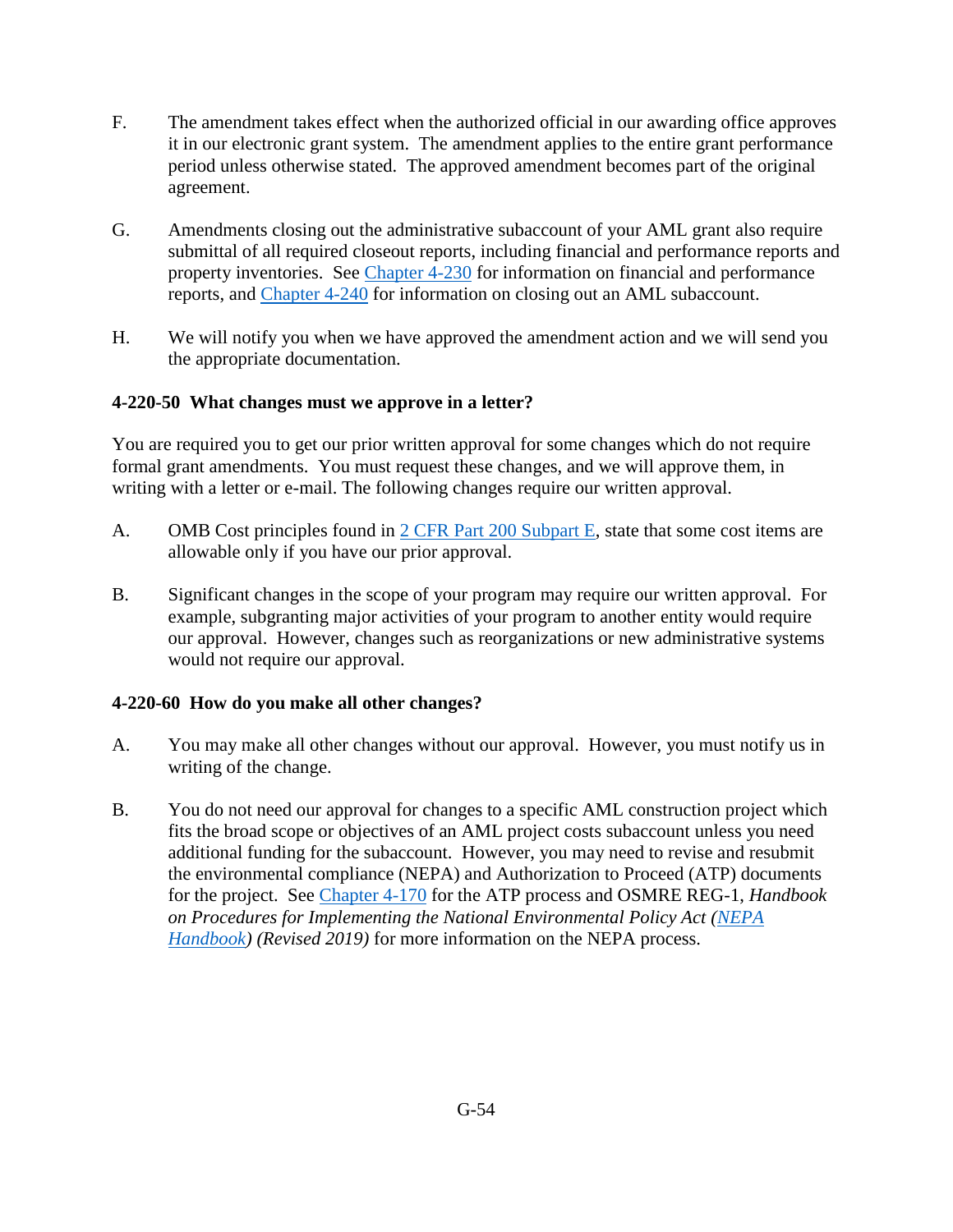F. The amendment takes effect when the authorized official in our awarding office approves it in our electronic grant system. The amendment applies to the entire grant performance period unless otherwise stated. The approved amendment becomes part of the original agreement.

G. Amendments closing out the administrative subaccount of your AML grant also require submittal of all required closeout reports, including financial and performance reports and property inventories. See Chapter 4-230 for information on financial and performance reports, and Chapter 4-240 for information on closing out an AML subaccount.

H. We will notify you when we have approved the amendment action and we will send you the appropriate documentation.

**4-220-50 What changes must we approve in a letter?**

You are required you to get our prior written approval for some changes which do not require formal grant amendments. You must request these changes, and we will approve them, in writing with a letter or e-mail. The following changes require our written approval.

A. OMB Cost principles found in 2 CFR Part 200 Subpart E, state that some cost items are allowable only if you have our prior approval.

B. Significant changes in the scope of your program may require our written approval. For example, subgranting major activities of your program to another entity would require our approval. However, changes such as reorganizations or new administrative systems would not require our approval.

**4-220-60 How do you make all other changes?**

A. You may make all other changes without our approval. However, you must notify us in writing of the change.

B. You do not need our approval for changes to a specific AML construction project which fits the broad scope or objectives of an AML project costs subaccount unless you need additional funding for the subaccount. However, you may need to revise and resubmit the environmental compliance (NEPA) and Authorization to Proceed (ATP) documents for the project. See Chapter 4-170 for the ATP process and OSMRE REG-1, *Handbook on Procedures for Implementing the National Environmental Policy Act (NEPA Handbook) (Revised 2019)* for more information on the NEPA process.